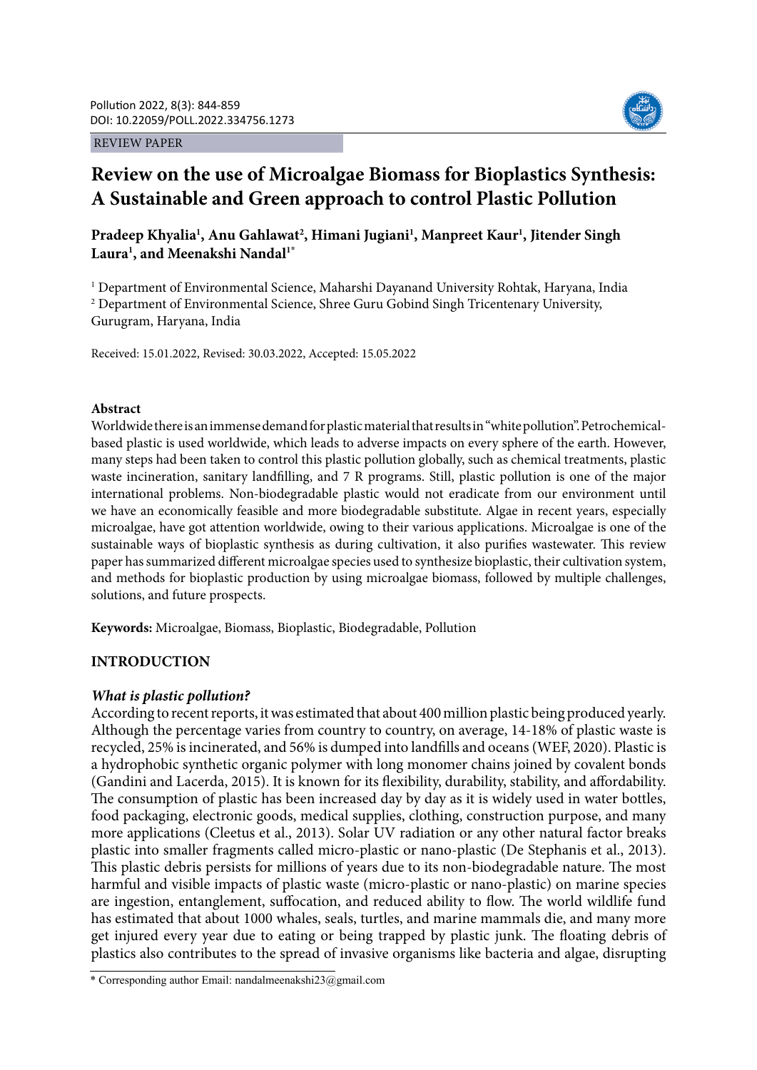REVIEW PAPER

# Review on the use of Microalgae Biomass for Bioplastics Synthesis: A Sustainable and Green approach to control Plastic Pollution

**Pradeep Khyalia[1], Anu Gahlawat[2], Himani Jugiani[1], Manpreet Kaur[1], Jitender Singh Laura[1], and Meenakshi Nandal[1*]**

[1] Department of Environmental Science, Maharshi Dayanand University Rohtak, Haryana, India
[2] Department of Environmental Science, Shree Guru Gobind Singh Tricentenary University, Gurugram, Haryana, India

Received: 15.01.2022, Revised: 30.03.2022, Accepted: 15.05.2022

## Abstract

Worldwide there is an immense demand for plastic material that results in "white pollution". Petrochemical-based plastic is used worldwide, which leads to adverse impacts on every sphere of the earth. However, many steps had been taken to control this plastic pollution globally, such as chemical treatments, plastic waste incineration, sanitary landfilling, and 7 R programs. Still, plastic pollution is one of the major international problems. Non-biodegradable plastic would not eradicate from our environment until we have an economically feasible and more biodegradable substitute. Algae in recent years, especially microalgae, have got attention worldwide, owing to their various applications. Microalgae is one of the sustainable ways of bioplastic synthesis as during cultivation, it also purifies wastewater. This review paper has summarized different microalgae species used to synthesize bioplastic, their cultivation system, and methods for bioplastic production by using microalgae biomass, followed by multiple challenges, solutions, and future prospects.

**Keywords:** Microalgae, Biomass, Bioplastic, Biodegradable, Pollution

## INTRODUCTION

### *What is plastic pollution?*

According to recent reports, it was estimated that about 400 million plastic being produced yearly. Although the percentage varies from country to country, on average, 14-18% of plastic waste is recycled, 25% is incinerated, and 56% is dumped into landfills and oceans (WEF, 2020). Plastic is a hydrophobic synthetic organic polymer with long monomer chains joined by covalent bonds (Gandini and Lacerda, 2015). It is known for its flexibility, durability, stability, and affordability. The consumption of plastic has been increased day by day as it is widely used in water bottles, food packaging, electronic goods, medical supplies, clothing, construction purpose, and many more applications (Cleetus et al., 2013). Solar UV radiation or any other natural factor breaks plastic into smaller fragments called micro-plastic or nano-plastic (De Stephanis et al., 2013). This plastic debris persists for millions of years due to its non-biodegradable nature. The most harmful and visible impacts of plastic waste (micro-plastic or nano-plastic) on marine species are ingestion, entanglement, suffocation, and reduced ability to flow. The world wildlife fund has estimated that about 1000 whales, seals, turtles, and marine mammals die, and many more get injured every year due to eating or being trapped by plastic junk. The floating debris of plastics also contributes to the spread of invasive organisms like bacteria and algae, disrupting

\* Corresponding author Email: nandalmeenakshi23@gmail.com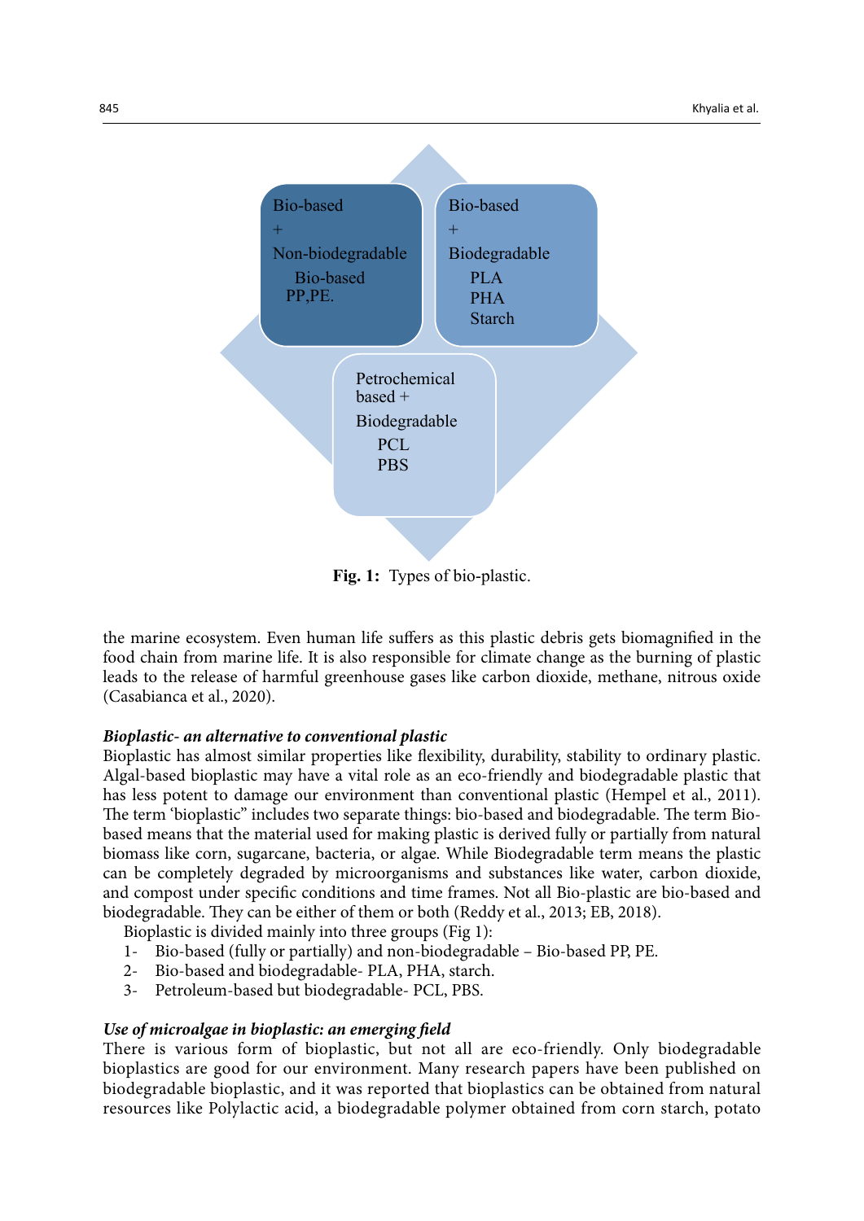Bio-based + Non-biodegradable Bio-based PP,PE.

Bio-based + Biodegradable PLA PHA Starch

Petrochemical based + Biodegradable PCL PBS

**Fig. 1:** Types of bio-plastic.

the marine ecosystem. Even human life suffers as this plastic debris gets biomagnified in the food chain from marine life. It is also responsible for climate change as the burning of plastic leads to the release of harmful greenhouse gases like carbon dioxide, methane, nitrous oxide (Casabianca et al., 2020).

### *Bioplastic- an alternative to conventional plastic*

Bioplastic has almost similar properties like flexibility, durability, stability to ordinary plastic. Algal-based bioplastic may have a vital role as an eco-friendly and biodegradable plastic that has less potent to damage our environment than conventional plastic (Hempel et al., 2011). The term 'bioplastic" includes two separate things: bio-based and biodegradable. The term Bio-based means that the material used for making plastic is derived fully or partially from natural biomass like corn, sugarcane, bacteria, or algae. While Biodegradable term means the plastic can be completely degraded by microorganisms and substances like water, carbon dioxide, and compost under specific conditions and time frames. Not all Bio-plastic are bio-based and biodegradable. They can be either of them or both (Reddy et al., 2013; EB, 2018).

Bioplastic is divided mainly into three groups (Fig 1):

1- Bio-based (fully or partially) and non-biodegradable – Bio-based PP, PE.
2- Bio-based and biodegradable- PLA, PHA, starch.
3- Petroleum-based but biodegradable- PCL, PBS.

### *Use of microalgae in bioplastic: an emerging field*

There is various form of bioplastic, but not all are eco-friendly. Only biodegradable bioplastics are good for our environment. Many research papers have been published on biodegradable bioplastic, and it was reported that bioplastics can be obtained from natural resources like Polylactic acid, a biodegradable polymer obtained from corn starch, potato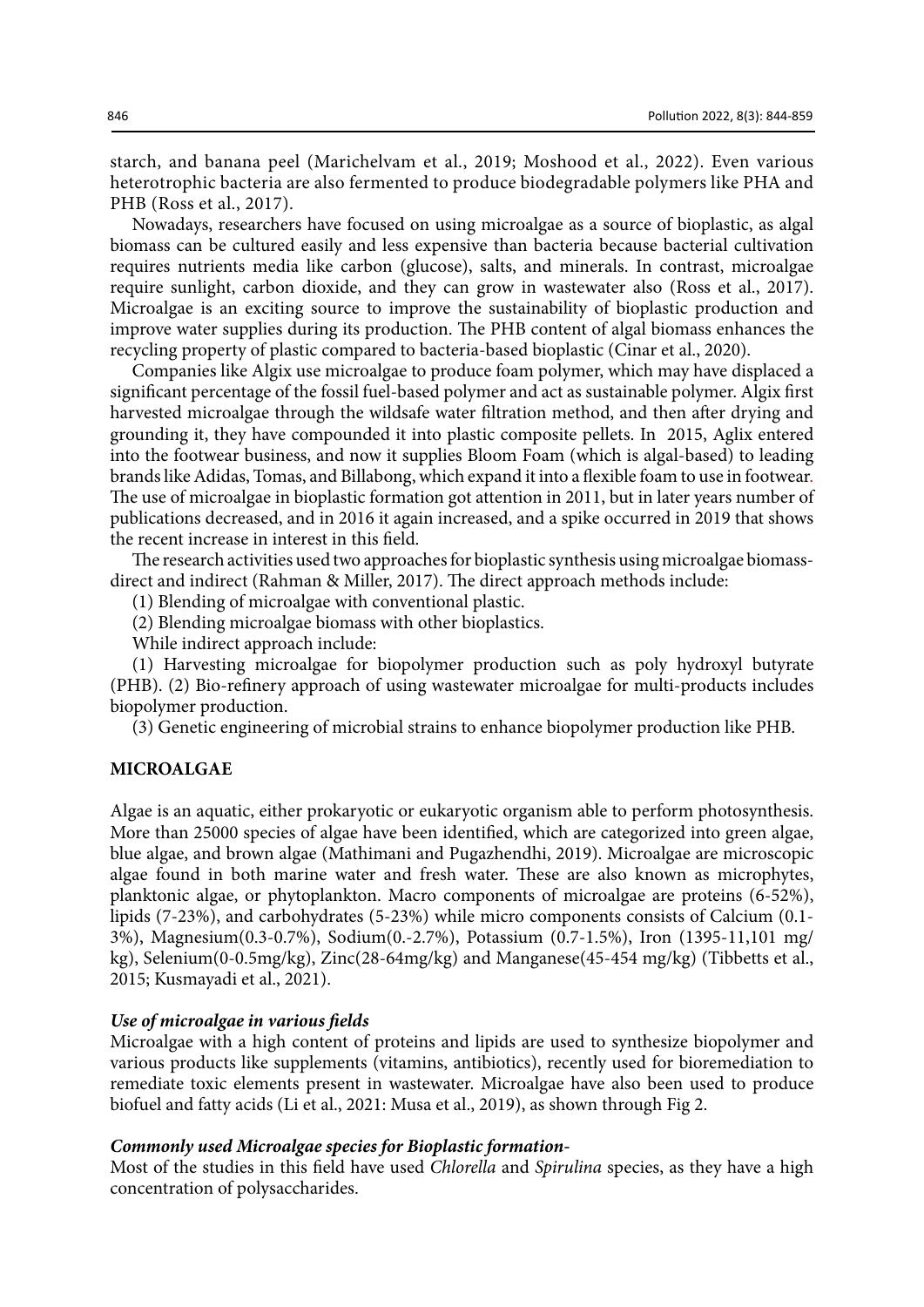starch, and banana peel (Marichelvam et al., 2019; Moshood et al., 2022). Even various heterotrophic bacteria are also fermented to produce biodegradable polymers like PHA and PHB (Ross et al., 2017).

Nowadays, researchers have focused on using microalgae as a source of bioplastic, as algal biomass can be cultured easily and less expensive than bacteria because bacterial cultivation requires nutrients media like carbon (glucose), salts, and minerals. In contrast, microalgae require sunlight, carbon dioxide, and they can grow in wastewater also (Ross et al., 2017). Microalgae is an exciting source to improve the sustainability of bioplastic production and improve water supplies during its production. The PHB content of algal biomass enhances the recycling property of plastic compared to bacteria-based bioplastic (Cinar et al., 2020).

Companies like Algix use microalgae to produce foam polymer, which may have displaced a significant percentage of the fossil fuel-based polymer and act as sustainable polymer. Algix first harvested microalgae through the wildsafe water filtration method, and then after drying and grounding it, they have compounded it into plastic composite pellets. In 2015, Aglix entered into the footwear business, and now it supplies Bloom Foam (which is algal-based) to leading brands like Adidas, Tomas, and Billabong, which expand it into a flexible foam to use in footwear. The use of microalgae in bioplastic formation got attention in 2011, but in later years number of publications decreased, and in 2016 it again increased, and a spike occurred in 2019 that shows the recent increase in interest in this field.

The research activities used two approaches for bioplastic synthesis using microalgae biomass- direct and indirect (Rahman & Miller, 2017). The direct approach methods include:

(1) Blending of microalgae with conventional plastic.

(2) Blending microalgae biomass with other bioplastics.

While indirect approach include:

(1) Harvesting microalgae for biopolymer production such as poly hydroxyl butyrate (PHB). (2) Bio-refinery approach of using wastewater microalgae for multi-products includes biopolymer production.

(3) Genetic engineering of microbial strains to enhance biopolymer production like PHB.

## MICROALGAE

Algae is an aquatic, either prokaryotic or eukaryotic organism able to perform photosynthesis. More than 25000 species of algae have been identified, which are categorized into green algae, blue algae, and brown algae (Mathimani and Pugazhendhi, 2019). Microalgae are microscopic algae found in both marine water and fresh water. These are also known as microphytes, planktonic algae, or phytoplankton. Macro components of microalgae are proteins (6-52%), lipids (7-23%), and carbohydrates (5-23%) while micro components consists of Calcium (0.1-3%), Magnesium(0.3-0.7%), Sodium(0.-2.7%), Potassium (0.7-1.5%), Iron (1395-11,101 mg/kg), Selenium(0-0.5mg/kg), Zinc(28-64mg/kg) and Manganese(45-454 mg/kg) (Tibbetts et al., 2015; Kusmayadi et al., 2021).

### *Use of microalgae in various fields*

Microalgae with a high content of proteins and lipids are used to synthesize biopolymer and various products like supplements (vitamins, antibiotics), recently used for bioremediation to remediate toxic elements present in wastewater. Microalgae have also been used to produce biofuel and fatty acids (Li et al., 2021: Musa et al., 2019), as shown through Fig 2.

### *Commonly used Microalgae species for Bioplastic formation-*

Most of the studies in this field have used *Chlorella* and *Spirulina* species, as they have a high concentration of polysaccharides.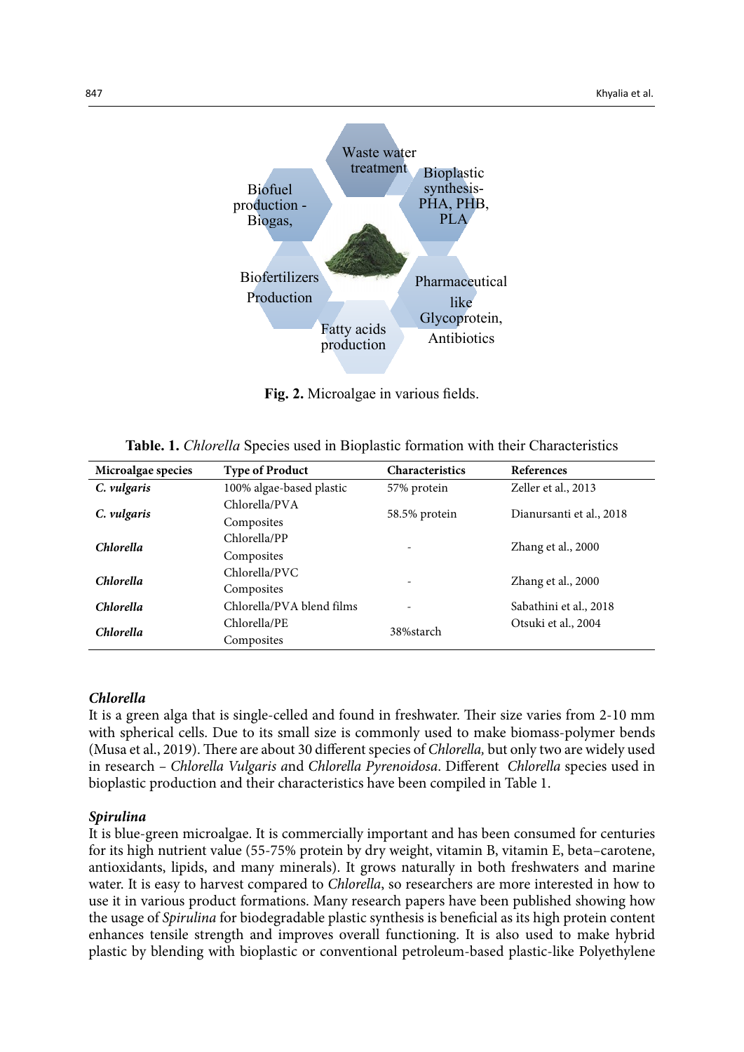Fig. 2. Microalgae in various fields.

**Table. 1.** *Chlorella* Species used in Bioplastic formation with their Characteristics

| Microalgae species | Type of Product | Characteristics | References |
|---|---|---|---|
| ***C. vulgaris*** | 100% algae-based plastic | 57% protein | Zeller et al., 2013 |
| ***C. vulgaris*** | Chlorella/PVA Composites | 58.5% protein | Dianursanti et al., 2018 |
| ***Chlorella*** | Chlorella/PP Composites | - | Zhang et al., 2000 |
| ***Chlorella*** | Chlorella/PVC Composites | - | Zhang et al., 2000 |
| ***Chlorella*** | Chlorella/PVA blend films | - | Sabathini et al., 2018 |
| ***Chlorella*** | Chlorella/PE Composites | 38%starch | Otsuki et al., 2004 |

### *Chlorella*

It is a green alga that is single-celled and found in freshwater. Their size varies from 2-10 mm with spherical cells. Due to its small size is commonly used to make biomass-polymer bends (Musa et al., 2019). There are about 30 different species of *Chlorella,* but only two are widely used in research – *Chlorella Vulgaris a*nd *Chlorella Pyrenoidosa*. Different *Chlorella* species used in bioplastic production and their characteristics have been compiled in Table 1.

### *Spirulina*

It is blue-green microalgae. It is commercially important and has been consumed for centuries for its high nutrient value (55-75% protein by dry weight, vitamin B, vitamin E, beta–carotene, antioxidants, lipids, and many minerals). It grows naturally in both freshwaters and marine water. It is easy to harvest compared to *Chlorella*, so researchers are more interested in how to use it in various product formations. Many research papers have been published showing how the usage of *Spirulina* for biodegradable plastic synthesis is beneficial as its high protein content enhances tensile strength and improves overall functioning. It is also used to make hybrid plastic by blending with bioplastic or conventional petroleum-based plastic-like Polyethylene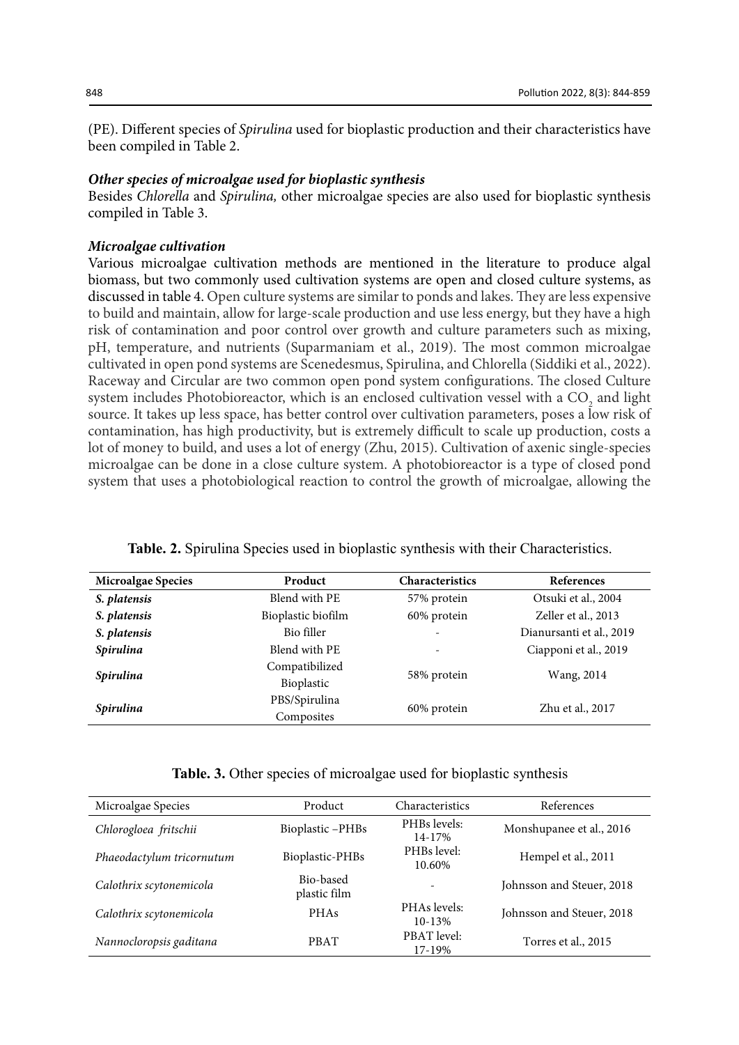(PE). Different species of *Spirulina* used for bioplastic production and their characteristics have been compiled in Table 2.

***Other species of microalgae used for bioplastic synthesis***

Besides *Chlorella* and *Spirulina,* other microalgae species are also used for bioplastic synthesis compiled in Table 3.

***Microalgae cultivation***

Various microalgae cultivation methods are mentioned in the literature to produce algal biomass, but two commonly used cultivation systems are open and closed culture systems, as discussed in table 4. Open culture systems are similar to ponds and lakes. They are less expensive to build and maintain, allow for large-scale production and use less energy, but they have a high risk of contamination and poor control over growth and culture parameters such as mixing, pH, temperature, and nutrients (Suparmaniam et al., 2019). The most common microalgae cultivated in open pond systems are Scenedesmus, Spirulina, and Chlorella (Siddiki et al., 2022). Raceway and Circular are two common open pond system configurations. The closed Culture system includes Photobioreactor, which is an enclosed cultivation vessel with a $CO_2$ and light source. It takes up less space, has better control over cultivation parameters, poses a low risk of contamination, has high productivity, but is extremely difficult to scale up production, costs a lot of money to build, and uses a lot of energy (Zhu, 2015). Cultivation of axenic single-species microalgae can be done in a close culture system. A photobioreactor is a type of closed pond system that uses a photobiological reaction to control the growth of microalgae, allowing the

**Table. 2.** Spirulina Species used in bioplastic synthesis with their Characteristics.

| Microalgae Species | Product | Characteristics | References |
|---|---|---|---|
| ***S. platensis*** | Blend with PE | 57% protein | Otsuki et al., 2004 |
| ***S. platensis*** | Bioplastic biofilm | 60% protein | Zeller et al., 2013 |
| ***S. platensis*** | Bio filler | - | Dianursanti et al., 2019 |
| ***Spirulina*** | Blend with PE | - | Ciapponi et al., 2019 |
| ***Spirulina*** | Compatibilized Bioplastic | 58% protein | Wang, 2014 |
| ***Spirulina*** | PBS/Spirulina Composites | 60% protein | Zhu et al., 2017 |

**Table. 3.** Other species of microalgae used for bioplastic synthesis

| Microalgae Species | Product | Characteristics | References |
|---|---|---|---|
| *Chlorogloea fritschii* | Bioplastic –PHBs | PHBs levels: 14-17% | Monshupanee et al., 2016 |
| *Phaeodactylum tricornutum* | Bioplastic-PHBs | PHBs level: 10.60% | Hempel et al., 2011 |
| *Calothrix scytonemicola* | Bio-based plastic film | - | Johnsson and Steuer, 2018 |
| *Calothrix scytonemicola* | PHAs | PHAs levels: 10-13% | Johnsson and Steuer, 2018 |
| *Nannocloropsis gaditana* | PBAT | PBAT level: 17-19% | Torres et al., 2015 |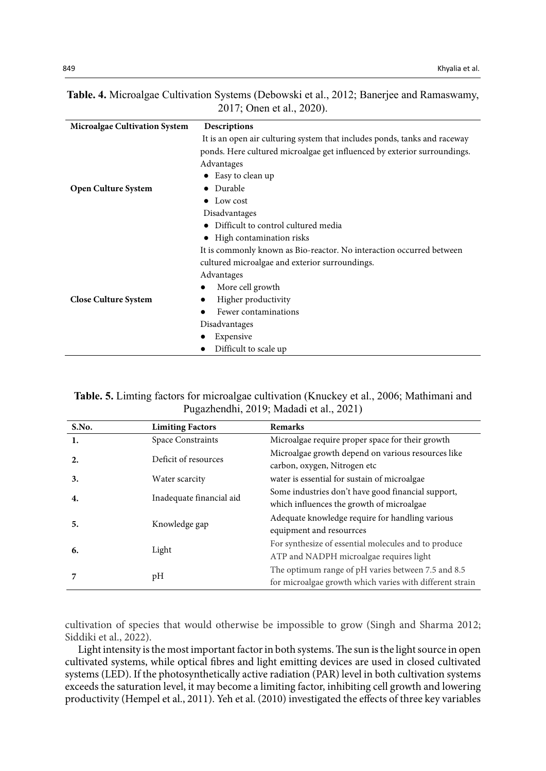**Table. 4.** Microalgae Cultivation Systems (Debowski et al., 2012; Banerjee and Ramaswamy, 2017; Onen et al., 2020).

| Microalgae Cultivation System | Descriptions |
|---|---|
| Open Culture System | It is an open air culturing system that includes ponds, tanks and raceway ponds. Here cultured microalgae get influenced by exterior surroundings.<br>Advantages<br>● Easy to clean up<br>● Durable<br>● Low cost<br>Disadvantages<br>● Difficult to control cultured media<br>● High contamination risks |
| Close Culture System | It is commonly known as Bio-reactor. No interaction occurred between cultured microalgae and exterior surroundings.<br>Advantages<br>● More cell growth<br>● Higher productivity<br>● Fewer contaminations<br>Disadvantages<br>● Expensive<br>● Difficult to scale up |

**Table. 5.** Limting factors for microalgae cultivation (Knuckey et al., 2006; Mathimani and Pugazhendhi, 2019; Madadi et al., 2021)

| S.No. | Limiting Factors | Remarks |
|---|---|---|
| 1. | Space Constraints | Microalgae require proper space for their growth |
| 2. | Deficit of resources | Microalgae growth depend on various resources like carbon, oxygen, Nitrogen etc |
| 3. | Water scarcity | water is essential for sustain of microalgae |
| 4. | Inadequate financial aid | Some industries don't have good financial support, which influences the growth of microalgae |
| 5. | Knowledge gap | Adequate knowledge require for handling various equipment and resourrces |
| 6. | Light | For synthesize of essential molecules and to produce ATP and NADPH microalgae requires light |
| 7 | pH | The optimum range of pH varies between 7.5 and 8.5 for microalgae growth which varies with different strain |

cultivation of species that would otherwise be impossible to grow (Singh and Sharma 2012; Siddiki et al., 2022).

Light intensity is the most important factor in both systems. The sun is the light source in open cultivated systems, while optical fibres and light emitting devices are used in closed cultivated systems (LED). If the photosynthetically active radiation (PAR) level in both cultivation systems exceeds the saturation level, it may become a limiting factor, inhibiting cell growth and lowering productivity (Hempel et al., 2011). Yeh et al. (2010) investigated the effects of three key variables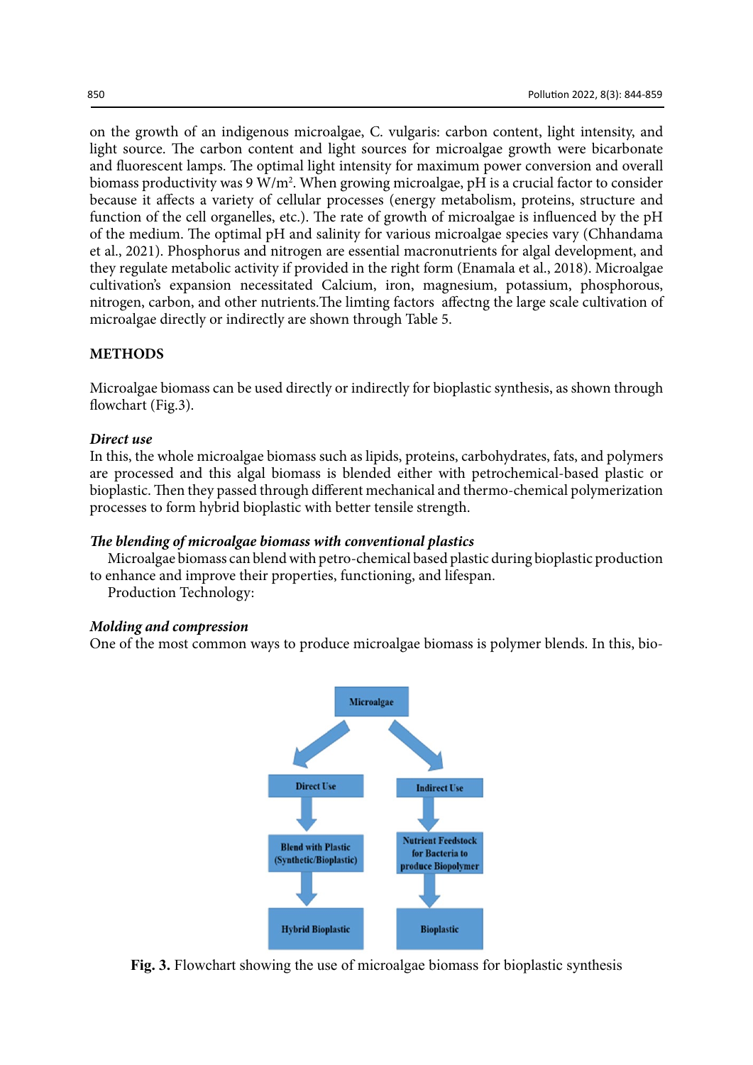on the growth of an indigenous microalgae, C. vulgaris: carbon content, light intensity, and light source. The carbon content and light sources for microalgae growth were bicarbonate and fluorescent lamps. The optimal light intensity for maximum power conversion and overall biomass productivity was 9 $W/m^2$. When growing microalgae, pH is a crucial factor to consider because it affects a variety of cellular processes (energy metabolism, proteins, structure and function of the cell organelles, etc.). The rate of growth of microalgae is influenced by the pH of the medium. The optimal pH and salinity for various microalgae species vary (Chhandama et al., 2021). Phosphorus and nitrogen are essential macronutrients for algal development, and they regulate metabolic activity if provided in the right form (Enamala et al., 2018). Microalgae cultivation's expansion necessitated Calcium, iron, magnesium, potassium, phosphorous, nitrogen, carbon, and other nutrients.The limting factors affectng the large scale cultivation of microalgae directly or indirectly are shown through Table 5.

## METHODS

Microalgae biomass can be used directly or indirectly for bioplastic synthesis, as shown through flowchart (Fig.3).

### *Direct use*

In this, the whole microalgae biomass such as lipids, proteins, carbohydrates, fats, and polymers are processed and this algal biomass is blended either with petrochemical-based plastic or bioplastic. Then they passed through different mechanical and thermo-chemical polymerization processes to form hybrid bioplastic with better tensile strength.

### *The blending of microalgae biomass with conventional plastics*

Microalgae biomass can blend with petro-chemical based plastic during bioplastic production to enhance and improve their properties, functioning, and lifespan.

Production Technology:

### *Molding and compression*

One of the most common ways to produce microalgae biomass is polymer blends. In this, bio-

Microalgae → Direct Use → Blend with Plastic (Synthetic/Bioplastic) → Hybrid Bioplastic

Microalgae → Indirect Use → Nutrient Feedstock for Bacteria to produce Biopolymer → Bioplastic

**Fig. 3.** Flowchart showing the use of microalgae biomass for bioplastic synthesis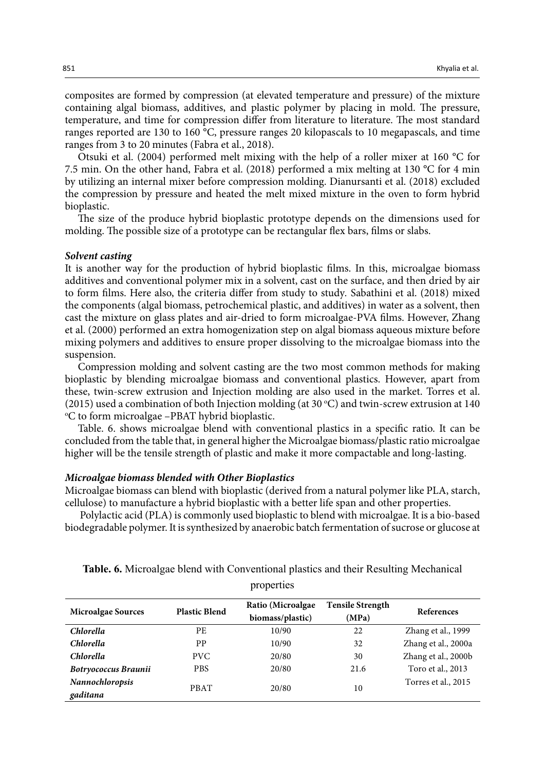composites are formed by compression (at elevated temperature and pressure) of the mixture containing algal biomass, additives, and plastic polymer by placing in mold. The pressure, temperature, and time for compression differ from literature to literature. The most standard ranges reported are 130 to 160 °C, pressure ranges 20 kilopascals to 10 megapascals, and time ranges from 3 to 20 minutes (Fabra et al., 2018).

Otsuki et al. (2004) performed melt mixing with the help of a roller mixer at 160 °C for 7.5 min. On the other hand, Fabra et al. (2018) performed a mix melting at 130 °C for 4 min by utilizing an internal mixer before compression molding. Dianursanti et al. (2018) excluded the compression by pressure and heated the melt mixed mixture in the oven to form hybrid bioplastic.

The size of the produce hybrid bioplastic prototype depends on the dimensions used for molding. The possible size of a prototype can be rectangular flex bars, films or slabs.

### *Solvent casting*

It is another way for the production of hybrid bioplastic films. In this, microalgae biomass additives and conventional polymer mix in a solvent, cast on the surface, and then dried by air to form films. Here also, the criteria differ from study to study. Sabathini et al. (2018) mixed the components (algal biomass, petrochemical plastic, and additives) in water as a solvent, then cast the mixture on glass plates and air-dried to form microalgae-PVA films. However, Zhang et al. (2000) performed an extra homogenization step on algal biomass aqueous mixture before mixing polymers and additives to ensure proper dissolving to the microalgae biomass into the suspension.

Compression molding and solvent casting are the two most common methods for making bioplastic by blending microalgae biomass and conventional plastics. However, apart from these, twin-screw extrusion and Injection molding are also used in the market. Torres et al. (2015) used a combination of both Injection molding (at 30 °C) and twin-screw extrusion at 140 °C to form microalgae –PBAT hybrid bioplastic.

Table. 6. shows microalgae blend with conventional plastics in a specific ratio. It can be concluded from the table that, in general higher the Microalgae biomass/plastic ratio microalgae higher will be the tensile strength of plastic and make it more compactable and long-lasting.

### *Microalgae biomass blended with Other Bioplastics*

Microalgae biomass can blend with bioplastic (derived from a natural polymer like PLA, starch, cellulose) to manufacture a hybrid bioplastic with a better life span and other properties.

Polylactic acid (PLA) is commonly used bioplastic to blend with microalgae. It is a bio-based biodegradable polymer. It is synthesized by anaerobic batch fermentation of sucrose or glucose at

**Table. 6.** Microalgae blend with Conventional plastics and their Resulting Mechanical properties

| Microalgae Sources | Plastic Blend | Ratio (Microalgae biomass/plastic) | Tensile Strength (MPa) | References |
|---|---|---|---|---|
| ***Chlorella*** | PE | 10/90 | 22 | Zhang et al., 1999 |
| ***Chlorella*** | PP | 10/90 | 32 | Zhang et al., 2000a |
| ***Chlorella*** | PVC | 20/80 | 30 | Zhang et al., 2000b |
| ***Botryococcus Braunii*** | PBS | 20/80 | 21.6 | Toro et al., 2013 |
| ***Nannochloropsis gaditana*** | PBAT | 20/80 | 10 | Torres et al., 2015 |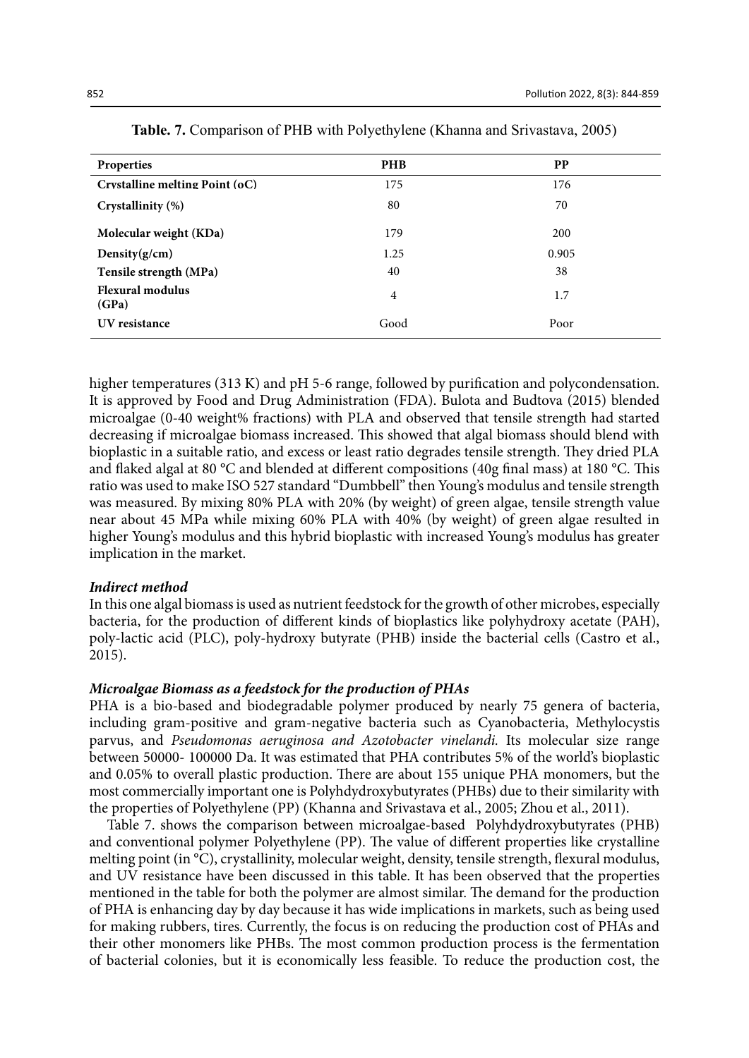**Table. 7.** Comparison of PHB with Polyethylene (Khanna and Srivastava, 2005)

| Properties | PHB | PP |
|---|---|---|
| Crystalline melting Point (oC) | 175 | 176 |
| Crystallinity (%) | 80 | 70 |
| Molecular weight (KDa) | 179 | 200 |
| Density(g/cm) | 1.25 | 0.905 |
| Tensile strength (MPa) | 40 | 38 |
| Flexural modulus (GPa) | 4 | 1.7 |
| UV resistance | Good | Poor |

higher temperatures (313 K) and pH 5-6 range, followed by purification and polycondensation. It is approved by Food and Drug Administration (FDA). Bulota and Budtova (2015) blended microalgae (0-40 weight% fractions) with PLA and observed that tensile strength had started decreasing if microalgae biomass increased. This showed that algal biomass should blend with bioplastic in a suitable ratio, and excess or least ratio degrades tensile strength. They dried PLA and flaked algal at 80 °C and blended at different compositions (40g final mass) at 180 °C. This ratio was used to make ISO 527 standard "Dumbbell" then Young's modulus and tensile strength was measured. By mixing 80% PLA with 20% (by weight) of green algae, tensile strength value near about 45 MPa while mixing 60% PLA with 40% (by weight) of green algae resulted in higher Young's modulus and this hybrid bioplastic with increased Young's modulus has greater implication in the market.

***Indirect method***

In this one algal biomass is used as nutrient feedstock for the growth of other microbes, especially bacteria, for the production of different kinds of bioplastics like polyhydroxy acetate (PAH), poly-lactic acid (PLC), poly-hydroxy butyrate (PHB) inside the bacterial cells (Castro et al., 2015).

***Microalgae Biomass as a feedstock for the production of PHAs***

PHA is a bio-based and biodegradable polymer produced by nearly 75 genera of bacteria, including gram-positive and gram-negative bacteria such as Cyanobacteria, Methylocystis parvus, and *Pseudomonas aeruginosa and Azotobacter vinelandi.* Its molecular size range between 50000- 100000 Da. It was estimated that PHA contributes 5% of the world's bioplastic and 0.05% to overall plastic production. There are about 155 unique PHA monomers, but the most commercially important one is Polyhdydroxybutyrates (PHBs) due to their similarity with the properties of Polyethylene (PP) (Khanna and Srivastava et al., 2005; Zhou et al., 2011).

Table 7. shows the comparison between microalgae-based Polyhdydroxybutyrates (PHB) and conventional polymer Polyethylene (PP). The value of different properties like crystalline melting point (in °C), crystallinity, molecular weight, density, tensile strength, flexural modulus, and UV resistance have been discussed in this table. It has been observed that the properties mentioned in the table for both the polymer are almost similar. The demand for the production of PHA is enhancing day by day because it has wide implications in markets, such as being used for making rubbers, tires. Currently, the focus is on reducing the production cost of PHAs and their other monomers like PHBs. The most common production process is the fermentation of bacterial colonies, but it is economically less feasible. To reduce the production cost, the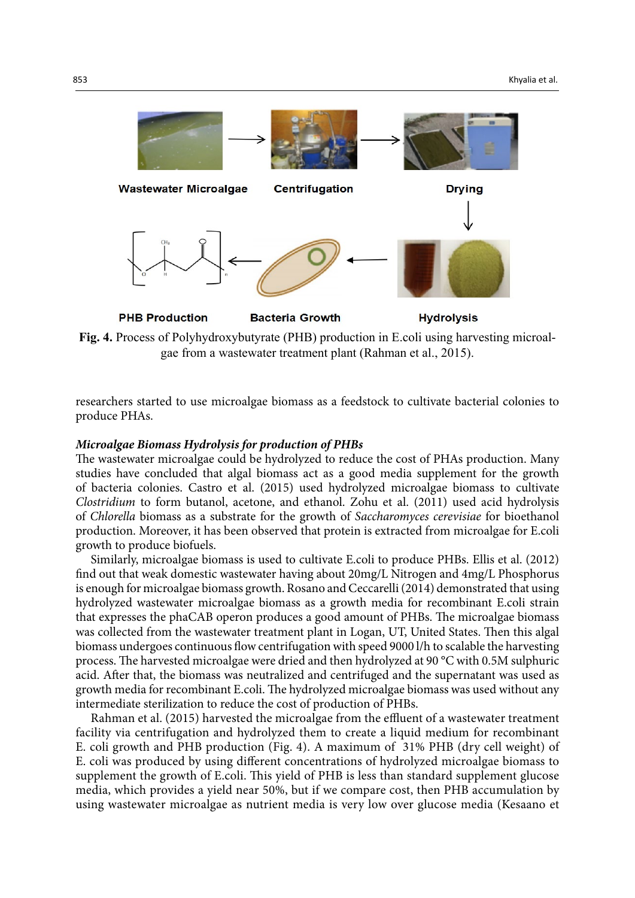Wastewater Microalgae → Centrifugation → Drying → Hydrolysis → Bacteria Growth → PHB Production

**Fig. 4.** Process of Polyhydroxybutyrate (PHB) production in E.coli using harvesting microalgae from a wastewater treatment plant (Rahman et al., 2015).

researchers started to use microalgae biomass as a feedstock to cultivate bacterial colonies to produce PHAs.

***Microalgae Biomass Hydrolysis for production of PHBs***

The wastewater microalgae could be hydrolyzed to reduce the cost of PHAs production. Many studies have concluded that algal biomass act as a good media supplement for the growth of bacteria colonies. Castro et al. (2015) used hydrolyzed microalgae biomass to cultivate *Clostridium* to form butanol, acetone, and ethanol. Zohu et al. (2011) used acid hydrolysis of *Chlorella* biomass as a substrate for the growth of *Saccharomyces cerevisiae* for bioethanol production. Moreover, it has been observed that protein is extracted from microalgae for E.coli growth to produce biofuels.

Similarly, microalgae biomass is used to cultivate E.coli to produce PHBs. Ellis et al. (2012) find out that weak domestic wastewater having about 20mg/L Nitrogen and 4mg/L Phosphorus is enough for microalgae biomass growth. Rosano and Ceccarelli (2014) demonstrated that using hydrolyzed wastewater microalgae biomass as a growth media for recombinant E.coli strain that expresses the phaCAB operon produces a good amount of PHBs. The microalgae biomass was collected from the wastewater treatment plant in Logan, UT, United States. Then this algal biomass undergoes continuous flow centrifugation with speed 9000 l/h to scalable the harvesting process. The harvested microalgae were dried and then hydrolyzed at 90 °C with 0.5M sulphuric acid. After that, the biomass was neutralized and centrifuged and the supernatant was used as growth media for recombinant E.coli. The hydrolyzed microalgae biomass was used without any intermediate sterilization to reduce the cost of production of PHBs.

Rahman et al. (2015) harvested the microalgae from the effluent of a wastewater treatment facility via centrifugation and hydrolyzed them to create a liquid medium for recombinant E. coli growth and PHB production (Fig. 4). A maximum of 31% PHB (dry cell weight) of E. coli was produced by using different concentrations of hydrolyzed microalgae biomass to supplement the growth of E.coli. This yield of PHB is less than standard supplement glucose media, which provides a yield near 50%, but if we compare cost, then PHB accumulation by using wastewater microalgae as nutrient media is very low over glucose media (Kesaano et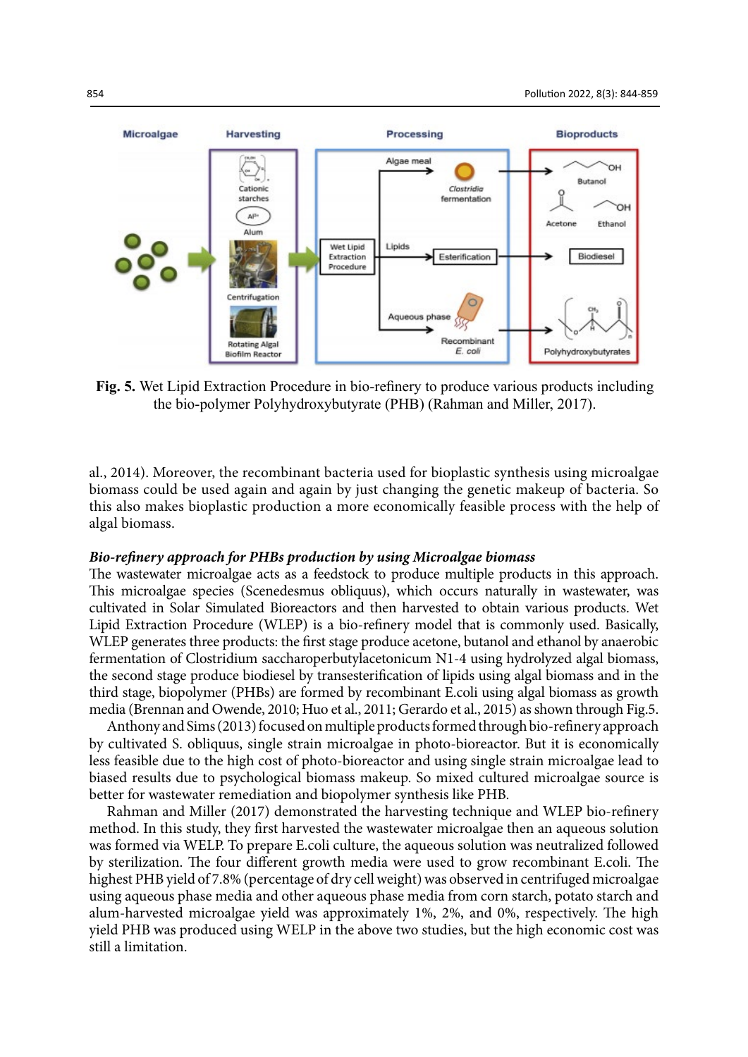**Fig. 5.** Wet Lipid Extraction Procedure in bio-refinery to produce various products including the bio-polymer Polyhydroxybutyrate (PHB) (Rahman and Miller, 2017).

al., 2014). Moreover, the recombinant bacteria used for bioplastic synthesis using microalgae biomass could be used again and again by just changing the genetic makeup of bacteria. So this also makes bioplastic production a more economically feasible process with the help of algal biomass.

***Bio-refinery approach for PHBs production by using Microalgae biomass***

The wastewater microalgae acts as a feedstock to produce multiple products in this approach. This microalgae species (Scenedesmus obliquus), which occurs naturally in wastewater, was cultivated in Solar Simulated Bioreactors and then harvested to obtain various products. Wet Lipid Extraction Procedure (WLEP) is a bio-refinery model that is commonly used. Basically, WLEP generates three products: the first stage produce acetone, butanol and ethanol by anaerobic fermentation of Clostridium saccharoperbutylacetonicum N1-4 using hydrolyzed algal biomass, the second stage produce biodiesel by transesterification of lipids using algal biomass and in the third stage, biopolymer (PHBs) are formed by recombinant E.coli using algal biomass as growth media (Brennan and Owende, 2010; Huo et al., 2011; Gerardo et al., 2015) as shown through Fig.5.

Anthony and Sims (2013) focused on multiple products formed through bio-refinery approach by cultivated S. obliquus, single strain microalgae in photo-bioreactor. But it is economically less feasible due to the high cost of photo-bioreactor and using single strain microalgae lead to biased results due to psychological biomass makeup. So mixed cultured microalgae source is better for wastewater remediation and biopolymer synthesis like PHB.

Rahman and Miller (2017) demonstrated the harvesting technique and WLEP bio-refinery method. In this study, they first harvested the wastewater microalgae then an aqueous solution was formed via WELP. To prepare E.coli culture, the aqueous solution was neutralized followed by sterilization. The four different growth media were used to grow recombinant E.coli. The highest PHB yield of 7.8% (percentage of dry cell weight) was observed in centrifuged microalgae using aqueous phase media and other aqueous phase media from corn starch, potato starch and alum-harvested microalgae yield was approximately 1%, 2%, and 0%, respectively. The high yield PHB was produced using WELP in the above two studies, but the high economic cost was still a limitation.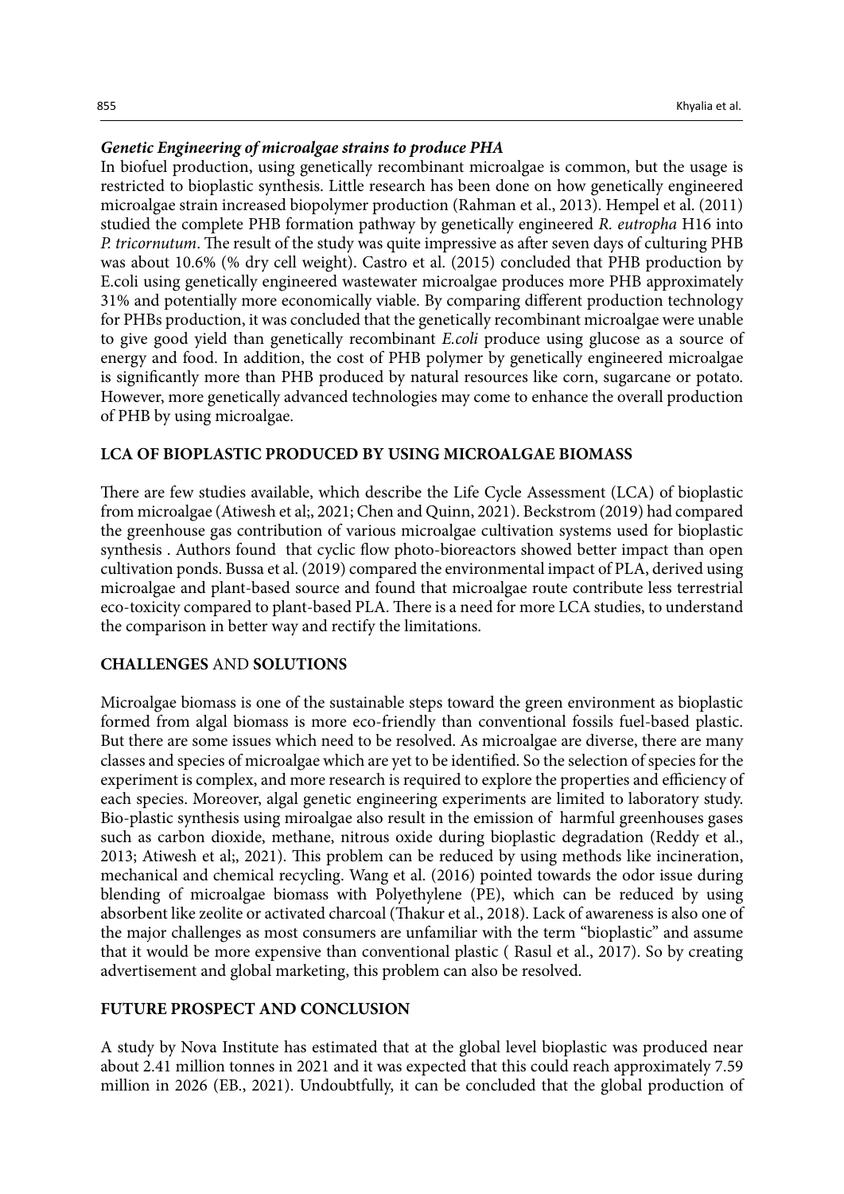### *Genetic Engineering of microalgae strains to produce PHA*

In biofuel production, using genetically recombinant microalgae is common, but the usage is restricted to bioplastic synthesis. Little research has been done on how genetically engineered microalgae strain increased biopolymer production (Rahman et al., 2013). Hempel et al. (2011) studied the complete PHB formation pathway by genetically engineered *R. eutropha* H16 into *P. tricornutum*. The result of the study was quite impressive as after seven days of culturing PHB was about 10.6% (% dry cell weight). Castro et al. (2015) concluded that PHB production by E.coli using genetically engineered wastewater microalgae produces more PHB approximately 31% and potentially more economically viable. By comparing different production technology for PHBs production, it was concluded that the genetically recombinant microalgae were unable to give good yield than genetically recombinant *E.coli* produce using glucose as a source of energy and food. In addition, the cost of PHB polymer by genetically engineered microalgae is significantly more than PHB produced by natural resources like corn, sugarcane or potato. However, more genetically advanced technologies may come to enhance the overall production of PHB by using microalgae.

## LCA OF BIOPLASTIC PRODUCED BY USING MICROALGAE BIOMASS

There are few studies available, which describe the Life Cycle Assessment (LCA) of bioplastic from microalgae (Atiwesh et al;, 2021; Chen and Quinn, 2021). Beckstrom (2019) had compared the greenhouse gas contribution of various microalgae cultivation systems used for bioplastic synthesis . Authors found that cyclic flow photo-bioreactors showed better impact than open cultivation ponds. Bussa et al. (2019) compared the environmental impact of PLA, derived using microalgae and plant-based source and found that microalgae route contribute less terrestrial eco-toxicity compared to plant-based PLA. There is a need for more LCA studies, to understand the comparison in better way and rectify the limitations.

## CHALLENGES AND SOLUTIONS

Microalgae biomass is one of the sustainable steps toward the green environment as bioplastic formed from algal biomass is more eco-friendly than conventional fossils fuel-based plastic. But there are some issues which need to be resolved. As microalgae are diverse, there are many classes and species of microalgae which are yet to be identified. So the selection of species for the experiment is complex, and more research is required to explore the properties and efficiency of each species. Moreover, algal genetic engineering experiments are limited to laboratory study. Bio-plastic synthesis using miroalgae also result in the emission of harmful greenhouses gases such as carbon dioxide, methane, nitrous oxide during bioplastic degradation (Reddy et al., 2013; Atiwesh et al;, 2021). This problem can be reduced by using methods like incineration, mechanical and chemical recycling. Wang et al. (2016) pointed towards the odor issue during blending of microalgae biomass with Polyethylene (PE), which can be reduced by using absorbent like zeolite or activated charcoal (Thakur et al., 2018). Lack of awareness is also one of the major challenges as most consumers are unfamiliar with the term "bioplastic" and assume that it would be more expensive than conventional plastic ( Rasul et al., 2017). So by creating advertisement and global marketing, this problem can also be resolved.

## FUTURE PROSPECT AND CONCLUSION

A study by Nova Institute has estimated that at the global level bioplastic was produced near about 2.41 million tonnes in 2021 and it was expected that this could reach approximately 7.59 million in 2026 (EB., 2021). Undoubtfully, it can be concluded that the global production of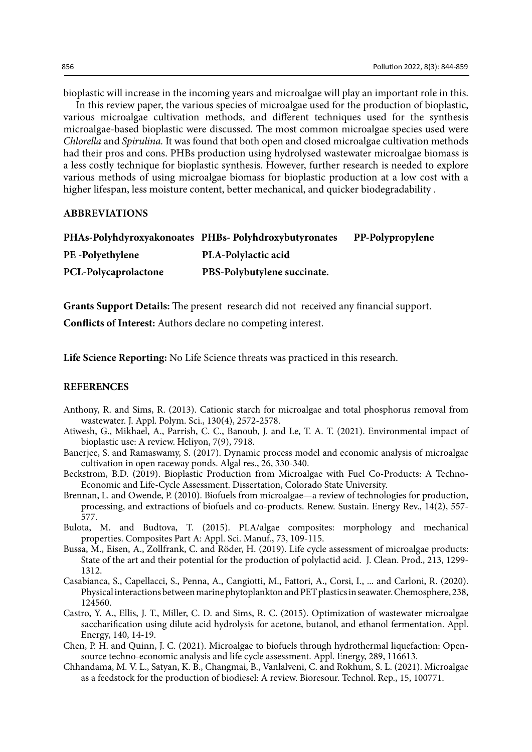bioplastic will increase in the incoming years and microalgae will play an important role in this.

In this review paper, the various species of microalgae used for the production of bioplastic, various microalgae cultivation methods, and different techniques used for the synthesis microalgae-based bioplastic were discussed. The most common microalgae species used were *Chlorella* and *Spirulina.* It was found that both open and closed microalgae cultivation methods had their pros and cons. PHBs production using hydrolysed wastewater microalgae biomass is a less costly technique for bioplastic synthesis. However, further research is needed to explore various methods of using microalgae biomass for bioplastic production at a low cost with a higher lifespan, less moisture content, better mechanical, and quicker biodegradability .

## ABBREVIATIONS

| | | |
|---|---|---|
| **PHAs-Polyhdyroxyakonoates** | **PHBs- Polyhdroxybutyronates** | **PP-Polypropylene** |
| **PE -Polyethylene** | **PLA-Polylactic acid** | |
| **PCL-Polycaprolactone** | **PBS-Polybutylene succinate.** | |

**Grants Support Details:** The present research did not received any financial support.

**Conflicts of Interest:** Authors declare no competing interest.

**Life Science Reporting:** No Life Science threats was practiced in this research.

## REFERENCES

Anthony, R. and Sims, R. (2013). Cationic starch for microalgae and total phosphorus removal from wastewater. J. Appl. Polym. Sci., 130(4), 2572-2578.

Atiwesh, G., Mikhael, A., Parrish, C. C., Banoub, J. and Le, T. A. T. (2021). Environmental impact of bioplastic use: A review. Heliyon, 7(9), 7918.

Banerjee, S. and Ramaswamy, S. (2017). Dynamic process model and economic analysis of microalgae cultivation in open raceway ponds. Algal res., 26, 330-340.

Beckstrom, B.D. (2019). Bioplastic Production from Microalgae with Fuel Co-Products: A Techno-Economic and Life-Cycle Assessment. Dissertation, Colorado State University.

Brennan, L. and Owende, P. (2010). Biofuels from microalgae—a review of technologies for production, processing, and extractions of biofuels and co-products. Renew. Sustain. Energy Rev., 14(2), 557-577.

Bulota, M. and Budtova, T. (2015). PLA/algae composites: morphology and mechanical properties. Composites Part A: Appl. Sci. Manuf., 73, 109-115.

Bussa, M., Eisen, A., Zollfrank, C. and Röder, H. (2019). Life cycle assessment of microalgae products: State of the art and their potential for the production of polylactid acid. J. Clean. Prod., 213, 1299-1312.

Casabianca, S., Capellacci, S., Penna, A., Cangiotti, M., Fattori, A., Corsi, I., ... and Carloni, R. (2020). Physical interactions between marine phytoplankton and PET plastics in seawater. Chemosphere, 238, 124560.

Castro, Y. A., Ellis, J. T., Miller, C. D. and Sims, R. C. (2015). Optimization of wastewater microalgae saccharification using dilute acid hydrolysis for acetone, butanol, and ethanol fermentation. Appl. Energy, 140, 14-19.

Chen, P. H. and Quinn, J. C. (2021). Microalgae to biofuels through hydrothermal liquefaction: Open-source techno-economic analysis and life cycle assessment. Appl. Energy, 289, 116613.

Chhandama, M. V. L., Satyan, K. B., Changmai, B., Vanlalveni, C. and Rokhum, S. L. (2021). Microalgae as a feedstock for the production of biodiesel: A review. Bioresour. Technol. Rep., 15, 100771.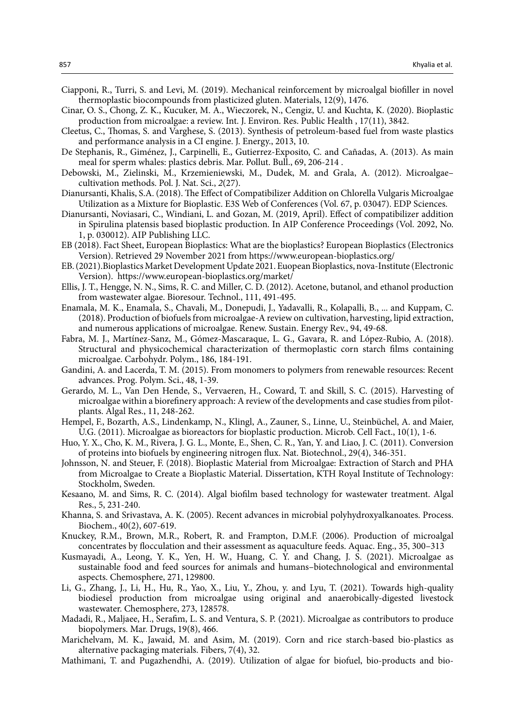Ciapponi, R., Turri, S. and Levi, M. (2019). Mechanical reinforcement by microalgal biofiller in novel thermoplastic biocompounds from plasticized gluten. Materials, 12(9), 1476.

Cinar, O. S., Chong, Z. K., Kucuker, M. A., Wieczorek, N., Cengiz, U. and Kuchta, K. (2020). Bioplastic production from microalgae: a review. Int. J. Environ. Res. Public Health , 17(11), 3842.

Cleetus, C., Thomas, S. and Varghese, S. (2013). Synthesis of petroleum-based fuel from waste plastics and performance analysis in a CI engine. J. Energy., 2013, 10.

De Stephanis, R., Giménez, J., Carpinelli, E., Gutierrez-Exposito, C. and Cañadas, A. (2013). As main meal for sperm whales: plastics debris. Mar. Pollut. Bull., 69, 206-214 .

Debowski, M., Zielinski, M., Krzemieniewski, M., Dudek, M. and Grala, A. (2012). Microalgae–cultivation methods. Pol. J. Nat. Sci., *2*(27).

Dianursanti, Khalis, S.A. (2018). The Effect of Compatibilizer Addition on Chlorella Vulgaris Microalgae Utilization as a Mixture for Bioplastic. E3S Web of Conferences (Vol. 67, p. 03047). EDP Sciences.

Dianursanti, Noviasari, C., Windiani, L. and Gozan, M. (2019, April). Effect of compatibilizer addition in Spirulina platensis based bioplastic production. In AIP Conference Proceedings (Vol. 2092, No. 1, p. 030012). AIP Publishing LLC.

EB (2018). Fact Sheet, European Bioplastics: What are the bioplastics? European Bioplastics (Electronics Version). Retrieved 29 November 2021 from https://www.european-bioplastics.org/

EB. (2021).Bioplastics Market Development Update 2021. Euopean Bioplastics, nova-Institute (Electronic Version). https://www.european-bioplastics.org/market/

Ellis, J. T., Hengge, N. N., Sims, R. C. and Miller, C. D. (2012). Acetone, butanol, and ethanol production from wastewater algae. Bioresour. Technol., 111, 491-495.

Enamala, M. K., Enamala, S., Chavali, M., Donepudi, J., Yadavalli, R., Kolapalli, B., ... and Kuppam, C. (2018). Production of biofuels from microalgae-A review on cultivation, harvesting, lipid extraction, and numerous applications of microalgae. Renew. Sustain. Energy Rev., 94, 49-68.

Fabra, M. J., Martínez-Sanz, M., Gómez-Mascaraque, L. G., Gavara, R. and López-Rubio, A. (2018). Structural and physicochemical characterization of thermoplastic corn starch films containing microalgae. Carbohydr. Polym., 186, 184-191.

Gandini, A. and Lacerda, T. M. (2015). From monomers to polymers from renewable resources: Recent advances. Prog. Polym. Sci., 48, 1-39.

Gerardo, M. L., Van Den Hende, S., Vervaeren, H., Coward, T. and Skill, S. C. (2015). Harvesting of microalgae within a biorefinery approach: A review of the developments and case studies from pilot-plants. Algal Res., 11, 248-262.

Hempel, F., Bozarth, A.S., Lindenkamp, N., Klingl, A., Zauner, S., Linne, U., Steinbüchel, A. and Maier, U.G. (2011). Microalgae as bioreactors for bioplastic production. Microb. Cell Fact., 10(1), 1-6.

Huo, Y. X., Cho, K. M., Rivera, J. G. L., Monte, E., Shen, C. R., Yan, Y. and Liao, J. C. (2011). Conversion of proteins into biofuels by engineering nitrogen flux. Nat. Biotechnol., 29(4), 346-351.

Johnsson, N. and Steuer, F. (2018). Bioplastic Material from Microalgae: Extraction of Starch and PHA from Microalgae to Create a Bioplastic Material. Dissertation, KTH Royal Institute of Technology: Stockholm, Sweden.

Kesaano, M. and Sims, R. C. (2014). Algal biofilm based technology for wastewater treatment. Algal Res., 5, 231-240.

Khanna, S. and Srivastava, A. K. (2005). Recent advances in microbial polyhydroxyalkanoates. Process. Biochem., 40(2), 607-619.

Knuckey, R.M., Brown, M.R., Robert, R. and Frampton, D.M.F. (2006). Production of microalgal concentrates by flocculation and their assessment as aquaculture feeds. Aquac. Eng., 35, 300–313

Kusmayadi, A., Leong, Y. K., Yen, H. W., Huang, C. Y. and Chang, J. S. (2021). Microalgae as sustainable food and feed sources for animals and humans–biotechnological and environmental aspects. Chemosphere, 271, 129800.

Li, G., Zhang, J., Li, H., Hu, R., Yao, X., Liu, Y., Zhou, y. and Lyu, T. (2021). Towards high-quality biodiesel production from microalgae using original and anaerobically-digested livestock wastewater. Chemosphere, 273, 128578.

Madadi, R., Maljaee, H., Serafim, L. S. and Ventura, S. P. (2021). Microalgae as contributors to produce biopolymers. Mar. Drugs, 19(8), 466.

Marichelvam, M. K., Jawaid, M. and Asim, M. (2019). Corn and rice starch-based bio-plastics as alternative packaging materials. Fibers, 7(4), 32.

Mathimani, T. and Pugazhendhi, A. (2019). Utilization of algae for biofuel, bio-products and bio-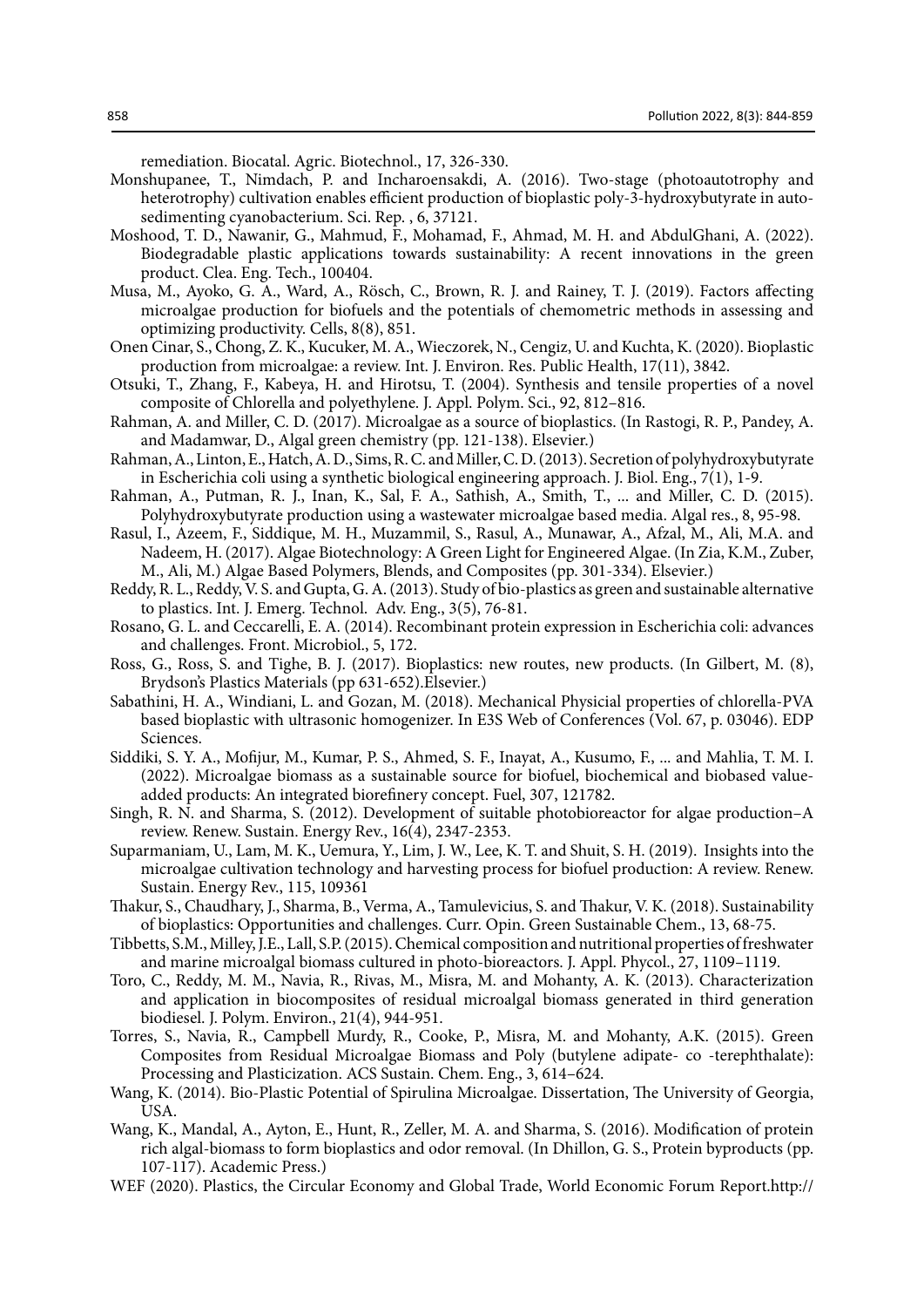remediation. Biocatal. Agric. Biotechnol., 17, 326-330.

Monshupanee, T., Nimdach, P. and Incharoensakdi, A. (2016). Two-stage (photoautotrophy and heterotrophy) cultivation enables efficient production of bioplastic poly-3-hydroxybutyrate in auto-sedimenting cyanobacterium. Sci. Rep. , 6, 37121.

Moshood, T. D., Nawanir, G., Mahmud, F., Mohamad, F., Ahmad, M. H. and AbdulGhani, A. (2022). Biodegradable plastic applications towards sustainability: A recent innovations in the green product. Clea. Eng. Tech., 100404.

Musa, M., Ayoko, G. A., Ward, A., Rösch, C., Brown, R. J. and Rainey, T. J. (2019). Factors affecting microalgae production for biofuels and the potentials of chemometric methods in assessing and optimizing productivity. Cells, 8(8), 851.

Onen Cinar, S., Chong, Z. K., Kucuker, M. A., Wieczorek, N., Cengiz, U. and Kuchta, K. (2020). Bioplastic production from microalgae: a review. Int. J. Environ. Res. Public Health, 17(11), 3842.

Otsuki, T., Zhang, F., Kabeya, H. and Hirotsu, T. (2004). Synthesis and tensile properties of a novel composite of Chlorella and polyethylene. J. Appl. Polym. Sci., 92, 812–816.

Rahman, A. and Miller, C. D. (2017). Microalgae as a source of bioplastics. (In Rastogi, R. P., Pandey, A. and Madamwar, D., Algal green chemistry (pp. 121-138). Elsevier.)

Rahman, A., Linton, E., Hatch, A. D., Sims, R. C. and Miller, C. D. (2013). Secretion of polyhydroxybutyrate in Escherichia coli using a synthetic biological engineering approach. J. Biol. Eng., 7(1), 1-9.

Rahman, A., Putman, R. J., Inan, K., Sal, F. A., Sathish, A., Smith, T., ... and Miller, C. D. (2015). Polyhydroxybutyrate production using a wastewater microalgae based media. Algal res., 8, 95-98.

Rasul, I., Azeem, F., Siddique, M. H., Muzammil, S., Rasul, A., Munawar, A., Afzal, M., Ali, M.A. and Nadeem, H. (2017). Algae Biotechnology: A Green Light for Engineered Algae. (In Zia, K.M., Zuber, M., Ali, M.) Algae Based Polymers, Blends, and Composites (pp. 301-334). Elsevier.)

Reddy, R. L., Reddy, V. S. and Gupta, G. A. (2013). Study of bio-plastics as green and sustainable alternative to plastics. Int. J. Emerg. Technol. Adv. Eng., 3(5), 76-81.

Rosano, G. L. and Ceccarelli, E. A. (2014). Recombinant protein expression in Escherichia coli: advances and challenges. Front. Microbiol., 5, 172.

Ross, G., Ross, S. and Tighe, B. J. (2017). Bioplastics: new routes, new products. (In Gilbert, M. (8), Brydson's Plastics Materials (pp 631-652).Elsevier.)

Sabathini, H. A., Windiani, L. and Gozan, M. (2018). Mechanical Physicial properties of chlorella-PVA based bioplastic with ultrasonic homogenizer. In E3S Web of Conferences (Vol. 67, p. 03046). EDP Sciences.

Siddiki, S. Y. A., Mofijur, M., Kumar, P. S., Ahmed, S. F., Inayat, A., Kusumo, F., ... and Mahlia, T. M. I. (2022). Microalgae biomass as a sustainable source for biofuel, biochemical and biobased value-added products: An integrated biorefinery concept. Fuel, 307, 121782.

Singh, R. N. and Sharma, S. (2012). Development of suitable photobioreactor for algae production–A review. Renew. Sustain. Energy Rev., 16(4), 2347-2353.

Suparmaniam, U., Lam, M. K., Uemura, Y., Lim, J. W., Lee, K. T. and Shuit, S. H. (2019). Insights into the microalgae cultivation technology and harvesting process for biofuel production: A review. Renew. Sustain. Energy Rev., 115, 109361

Thakur, S., Chaudhary, J., Sharma, B., Verma, A., Tamulevicius, S. and Thakur, V. K. (2018). Sustainability of bioplastics: Opportunities and challenges. Curr. Opin. Green Sustainable Chem., 13, 68-75.

Tibbetts, S.M., Milley, J.E., Lall, S.P. (2015). Chemical composition and nutritional properties of freshwater and marine microalgal biomass cultured in photo-bioreactors. J. Appl. Phycol., 27, 1109–1119.

Toro, C., Reddy, M. M., Navia, R., Rivas, M., Misra, M. and Mohanty, A. K. (2013). Characterization and application in biocomposites of residual microalgal biomass generated in third generation biodiesel. J. Polym. Environ., 21(4), 944-951.

Torres, S., Navia, R., Campbell Murdy, R., Cooke, P., Misra, M. and Mohanty, A.K. (2015). Green Composites from Residual Microalgae Biomass and Poly (butylene adipate- co -terephthalate): Processing and Plasticization. ACS Sustain. Chem. Eng., 3, 614–624.

Wang, K. (2014). Bio-Plastic Potential of Spirulina Microalgae. Dissertation, The University of Georgia, USA.

Wang, K., Mandal, A., Ayton, E., Hunt, R., Zeller, M. A. and Sharma, S. (2016). Modification of protein rich algal-biomass to form bioplastics and odor removal. (In Dhillon, G. S., Protein byproducts (pp. 107-117). Academic Press.)

WEF (2020). Plastics, the Circular Economy and Global Trade, World Economic Forum Report.http://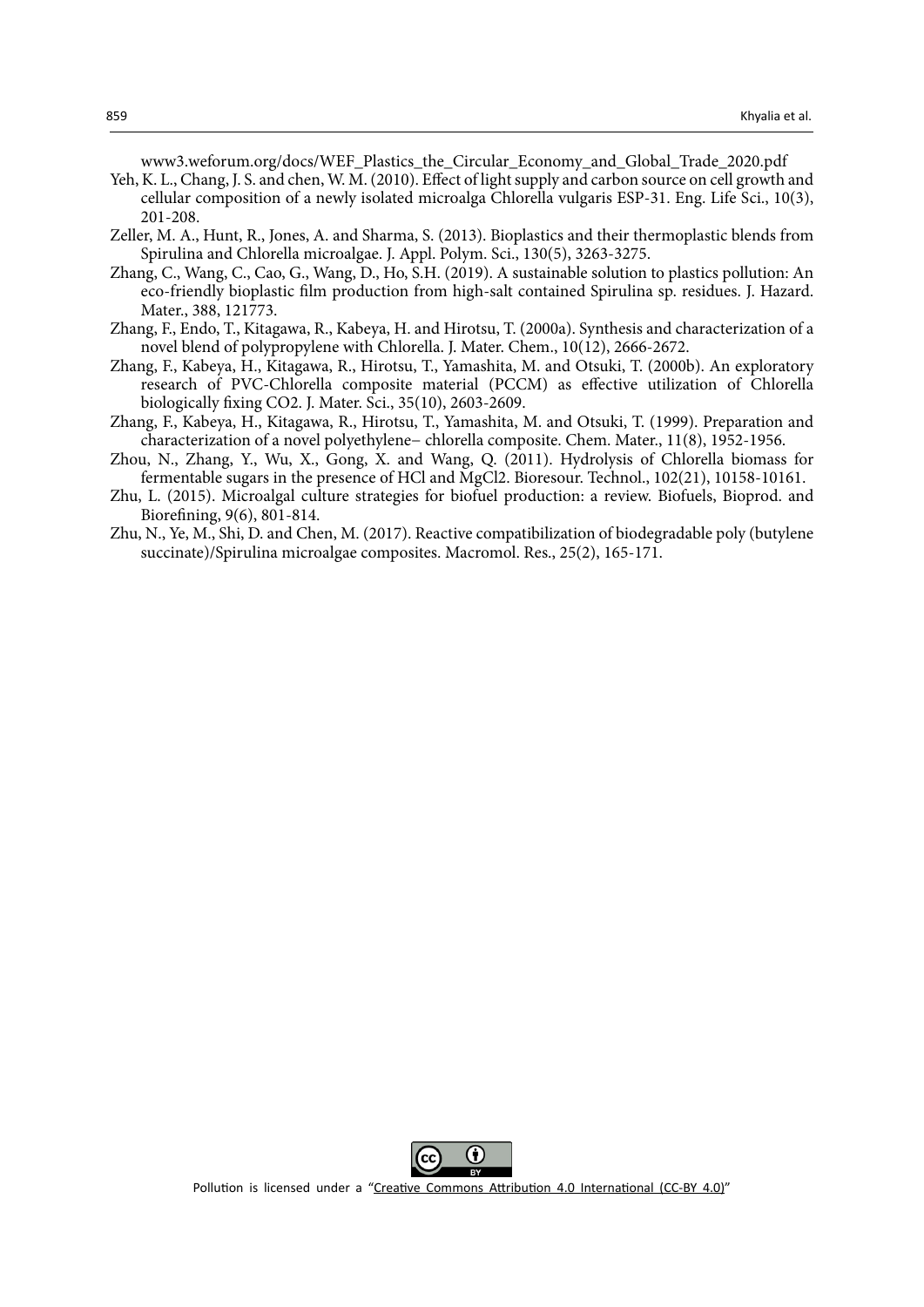www3.weforum.org/docs/WEF_Plastics_the_Circular_Economy_and_Global_Trade_2020.pdf

Yeh, K. L., Chang, J. S. and chen, W. M. (2010). Effect of light supply and carbon source on cell growth and cellular composition of a newly isolated microalga Chlorella vulgaris ESP-31. Eng. Life Sci., 10(3), 201-208.

Zeller, M. A., Hunt, R., Jones, A. and Sharma, S. (2013). Bioplastics and their thermoplastic blends from Spirulina and Chlorella microalgae. J. Appl. Polym. Sci., 130(5), 3263-3275.

Zhang, C., Wang, C., Cao, G., Wang, D., Ho, S.H. (2019). A sustainable solution to plastics pollution: An eco-friendly bioplastic film production from high-salt contained Spirulina sp. residues. J. Hazard. Mater., 388, 121773.

Zhang, F., Endo, T., Kitagawa, R., Kabeya, H. and Hirotsu, T. (2000a). Synthesis and characterization of a novel blend of polypropylene with Chlorella. J. Mater. Chem., 10(12), 2666-2672.

Zhang, F., Kabeya, H., Kitagawa, R., Hirotsu, T., Yamashita, M. and Otsuki, T. (2000b). An exploratory research of PVC-Chlorella composite material (PCCM) as effective utilization of Chlorella biologically fixing CO2. J. Mater. Sci., 35(10), 2603-2609.

Zhang, F., Kabeya, H., Kitagawa, R., Hirotsu, T., Yamashita, M. and Otsuki, T. (1999). Preparation and characterization of a novel polyethylene– chlorella composite. Chem. Mater., 11(8), 1952-1956.

Zhou, N., Zhang, Y., Wu, X., Gong, X. and Wang, Q. (2011). Hydrolysis of Chlorella biomass for fermentable sugars in the presence of HCl and MgCl2. Bioresour. Technol., 102(21), 10158-10161.

Zhu, L. (2015). Microalgal culture strategies for biofuel production: a review. Biofuels, Bioprod. and Biorefining, 9(6), 801-814.

Zhu, N., Ye, M., Shi, D. and Chen, M. (2017). Reactive compatibilization of biodegradable poly (butylene succinate)/Spirulina microalgae composites. Macromol. Res., 25(2), 165-171.

Pollution is licensed under a "Creative Commons Attribution 4.0 International (CC-BY 4.0)"